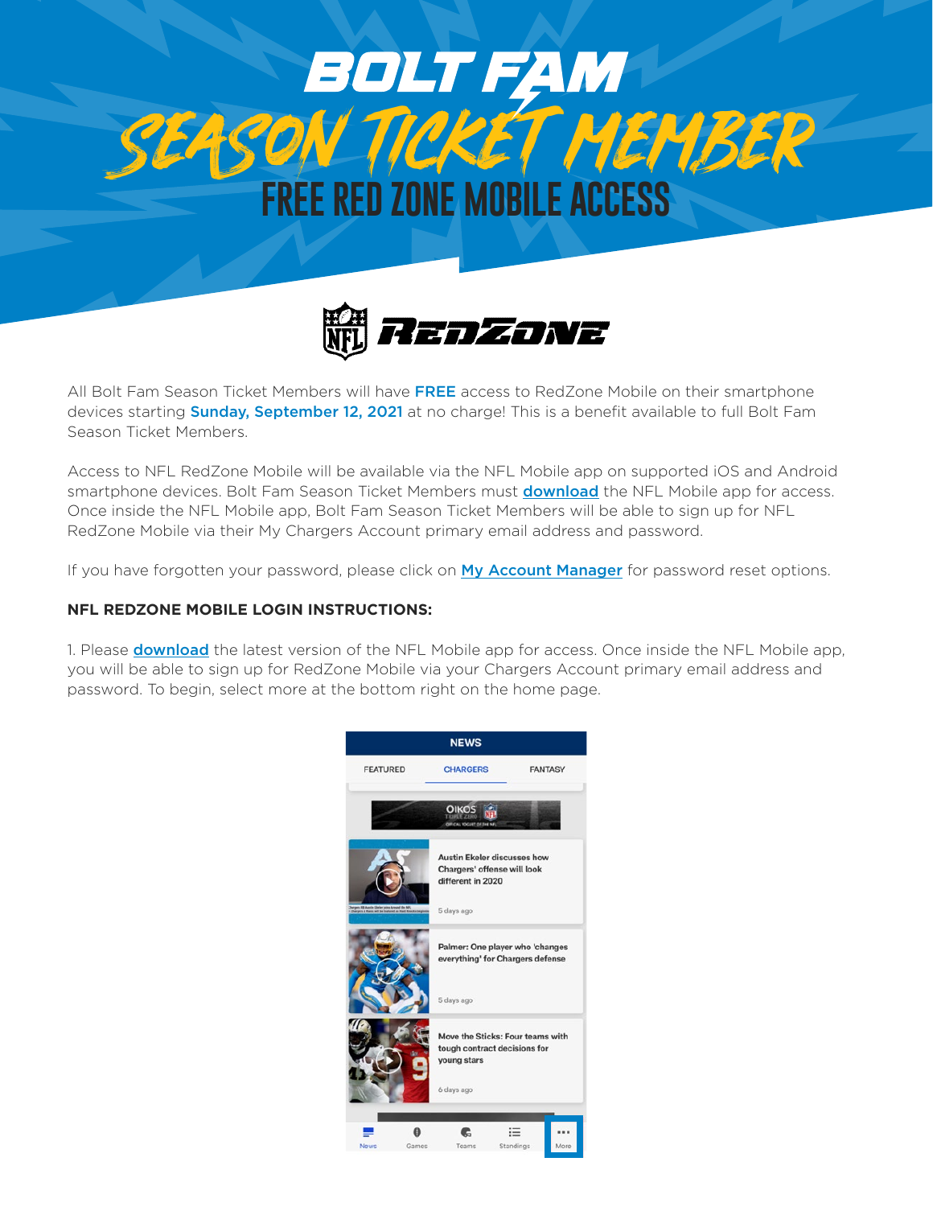# BOLT FAM
# SEASON TICKET MEMBER
## FREE RED ZONE MOBILE ACCESS

NFL REDZONE

All Bolt Fam Season Ticket Members will have **FREE** access to RedZone Mobile on their smartphone devices starting **Sunday, September 12, 2021** at no charge! This is a benefit available to full Bolt Fam Season Ticket Members.

Access to NFL RedZone Mobile will be available via the NFL Mobile app on supported iOS and Android smartphone devices. Bolt Fam Season Ticket Members must **download** the NFL Mobile app for access. Once inside the NFL Mobile app, Bolt Fam Season Ticket Members will be able to sign up for NFL RedZone Mobile via their My Chargers Account primary email address and password.

If you have forgotten your password, please click on My Account Manager for password reset options.

**NFL REDZONE MOBILE LOGIN INSTRUCTIONS:**

1. Please **download** the latest version of the NFL Mobile app for access. Once inside the NFL Mobile app, you will be able to sign up for RedZone Mobile via your Chargers Account primary email address and password. To begin, select more at the bottom right on the home page.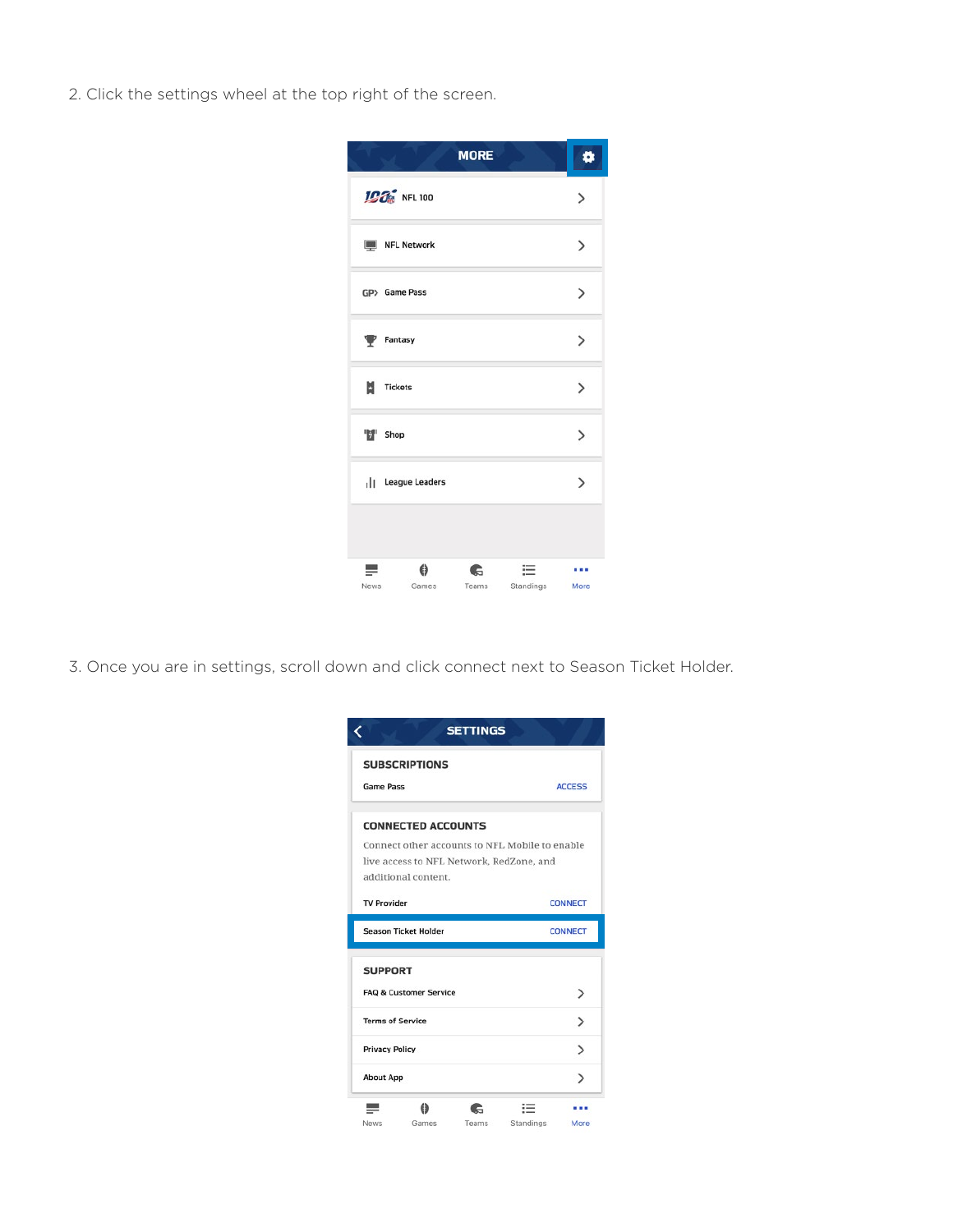2. Click the settings wheel at the top right of the screen.

3. Once you are in settings, scroll down and click connect next to Season Ticket Holder.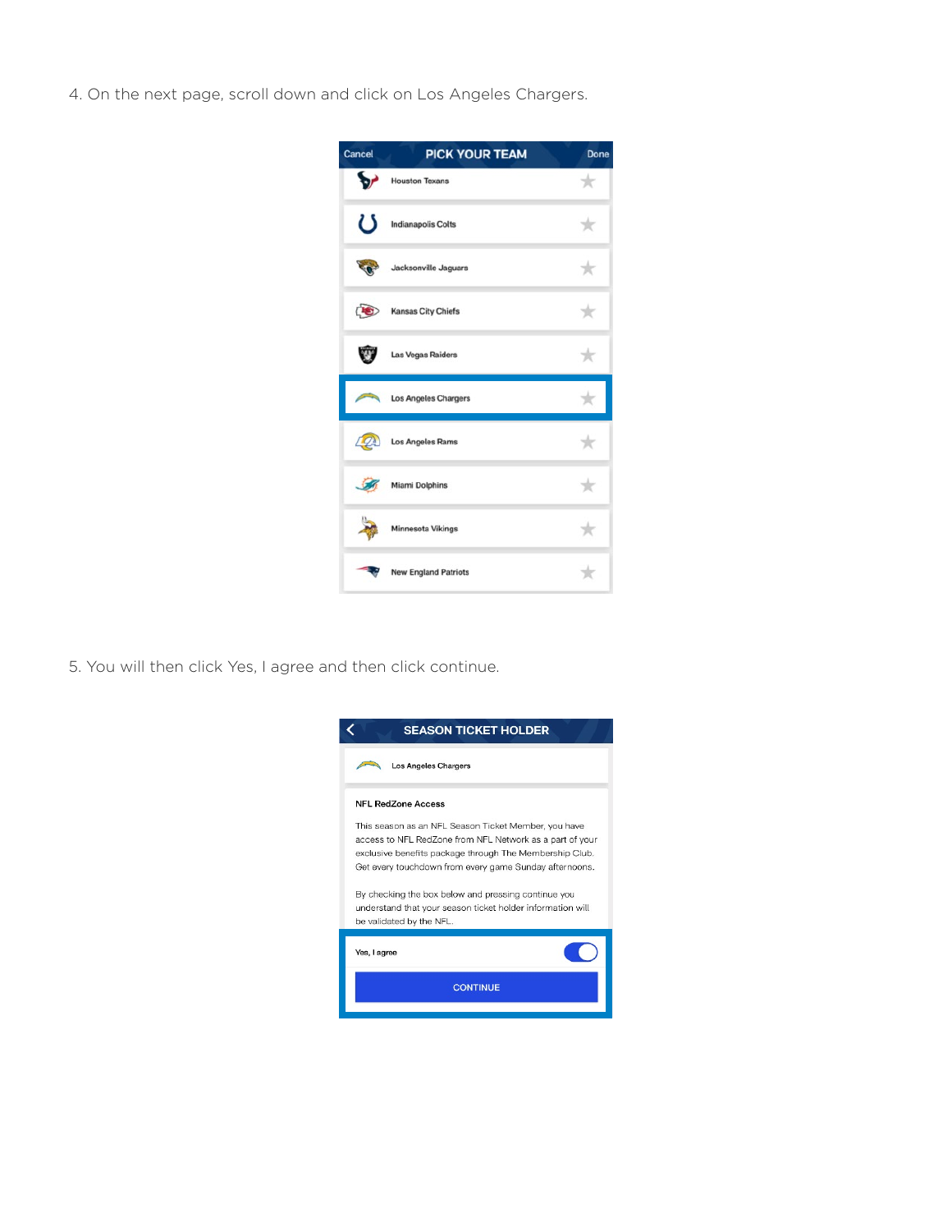4. On the next page, scroll down and click on Los Angeles Chargers.

Cancel PICK YOUR TEAM Done

Houston Texans

Indianapolis Colts

Jacksonville Jaguars

Kansas City Chiefs

Las Vegas Raiders

Los Angeles Chargers

Los Angeles Rams

Miami Dolphins

Minnesota Vikings

New England Patriots

5. You will then click Yes, I agree and then click continue.

SEASON TICKET HOLDER

Los Angeles Chargers

NFL RedZone Access

This season as an NFL Season Ticket Member, you have access to NFL RedZone from NFL Network as a part of your exclusive benefits package through The Membership Club. Get every touchdown from every game Sunday afternoons.

By checking the box below and pressing continue you understand that your season ticket holder information will be validated by the NFL.

Yes, I agree

CONTINUE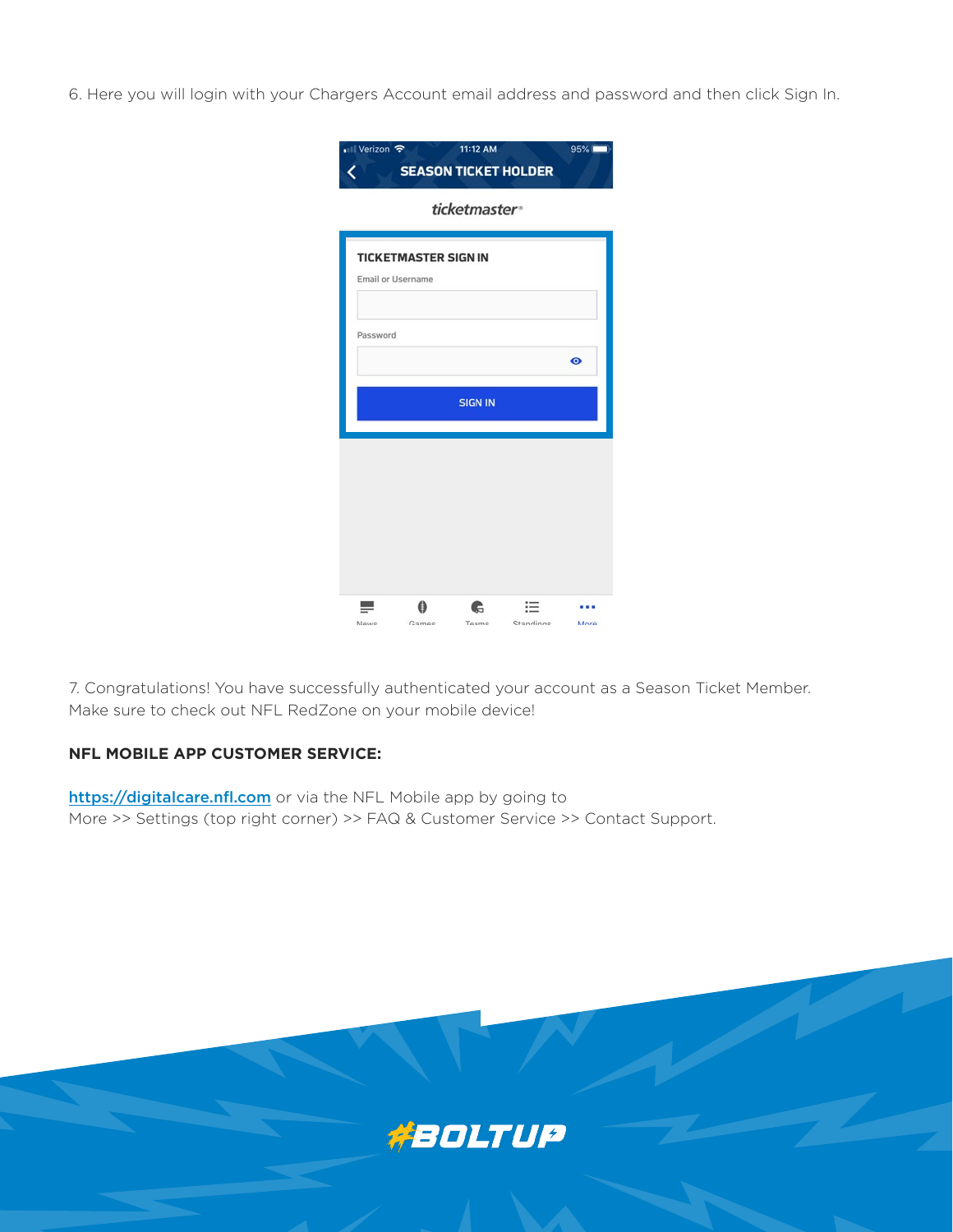6. Here you will login with your Chargers Account email address and password and then click Sign In.

7. Congratulations! You have successfully authenticated your account as a Season Ticket Member. Make sure to check out NFL RedZone on your mobile device!

**NFL MOBILE APP CUSTOMER SERVICE:**

https://digitalcare.nfl.com or via the NFL Mobile app by going to
More >> Settings (top right corner) >> FAQ & Customer Service >> Contact Support.

#BOLTUP